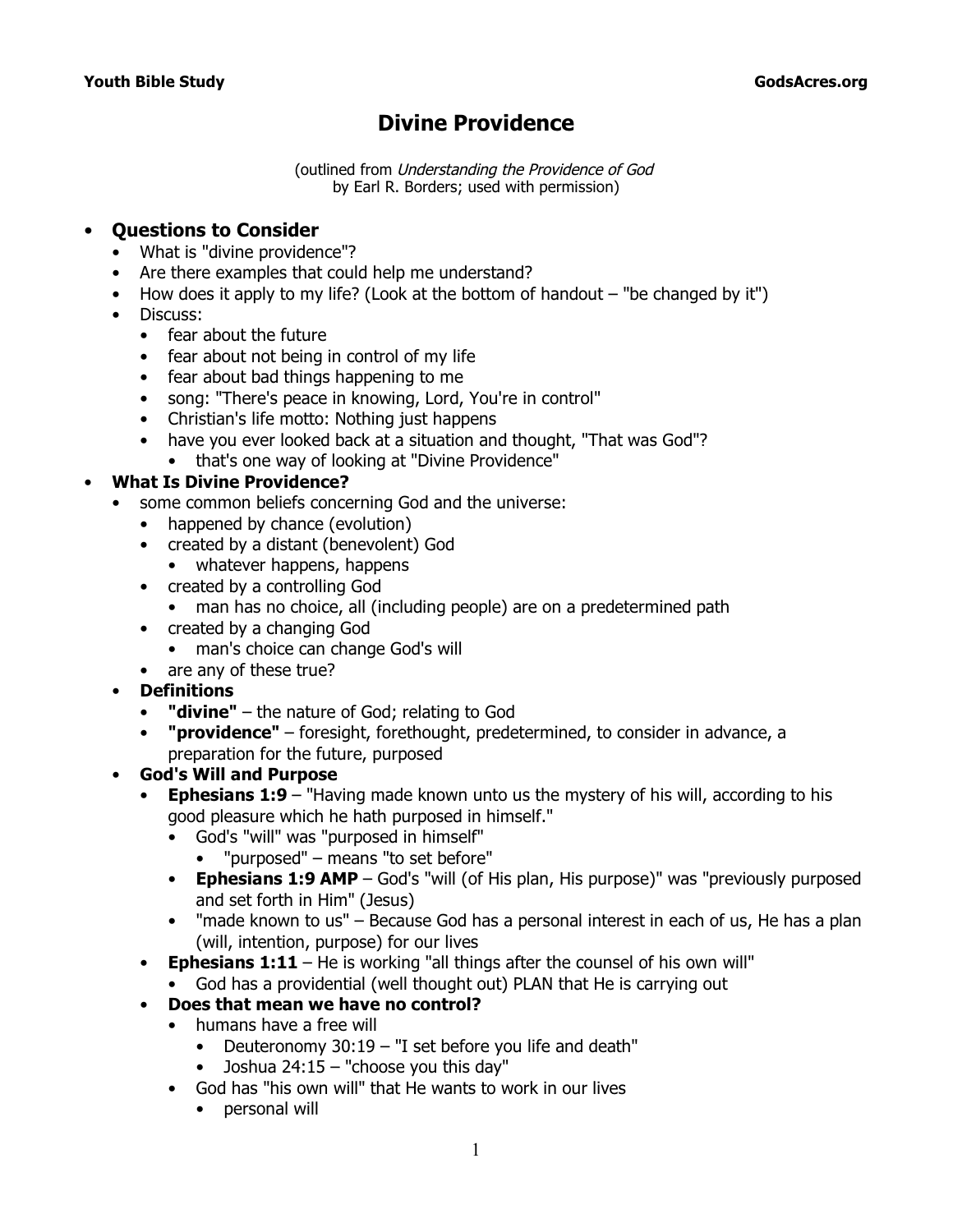# Divine Providence

(outlined from *Understanding the Providence of God*
by Earl R. Borders; used with permission)

- **Questions to Consider**
  - What is "divine providence"?
  - Are there examples that could help me understand?
  - How does it apply to my life? (Look at the bottom of handout – "be changed by it")
  - Discuss:
    - fear about the future
    - fear about not being in control of my life
    - fear about bad things happening to me
    - song: "There's peace in knowing, Lord, You're in control"
    - Christian's life motto: Nothing just happens
    - have you ever looked back at a situation and thought, "That was God"?
      - that's one way of looking at "Divine Providence"
- **What Is Divine Providence?**
  - some common beliefs concerning God and the universe:
    - happened by chance (evolution)
    - created by a distant (benevolent) God
      - whatever happens, happens
    - created by a controlling God
      - man has no choice, all (including people) are on a predetermined path
    - created by a changing God
      - man's choice can change God's will
    - are any of these true?
  - **Definitions**
    - **"divine"** – the nature of God; relating to God
    - **"providence"** – foresight, forethought, predetermined, to consider in advance, a preparation for the future, purposed
  - **God's Will and Purpose**
    - **Ephesians 1:9** – "Having made known unto us the mystery of his will, according to his good pleasure which he hath purposed in himself."
      - God's "will" was "purposed in himself"
        - "purposed" – means "to set before"
      - **Ephesians 1:9 AMP** – God's "will (of His plan, His purpose)" was "previously purposed and set forth in Him" (Jesus)
      - "made known to us" – Because God has a personal interest in each of us, He has a plan (will, intention, purpose) for our lives
    - **Ephesians 1:11** – He is working "all things after the counsel of his own will"
      - God has a providential (well thought out) PLAN that He is carrying out
    - **Does that mean we have no control?**
      - humans have a free will
        - Deuteronomy 30:19 – "I set before you life and death"
        - Joshua 24:15 – "choose you this day"
      - God has "his own will" that He wants to work in our lives
        - personal will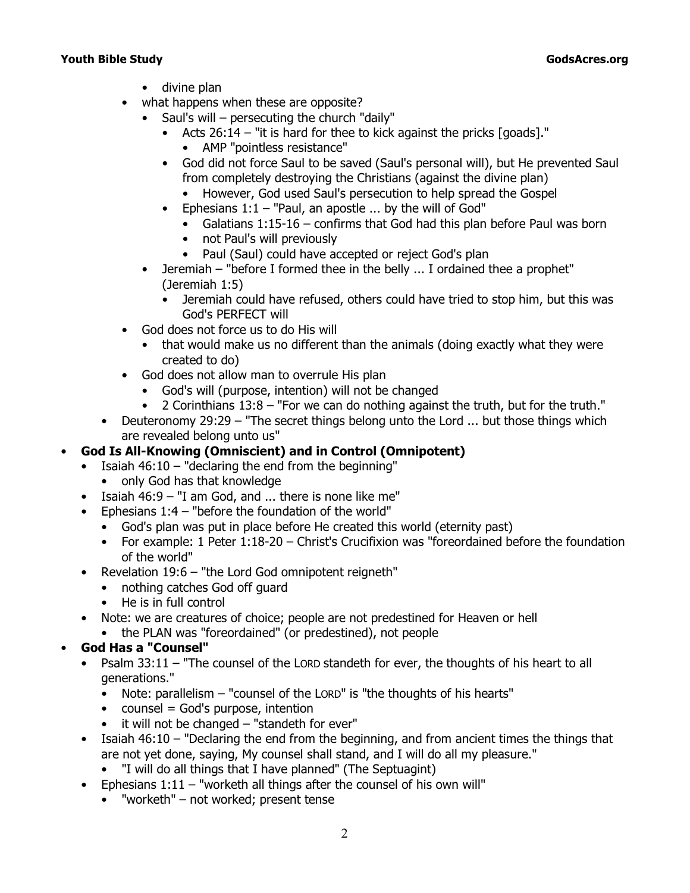- divine plan
    - what happens when these are opposite?
      - Saul's will – persecuting the church "daily"
        - Acts 26:14 – "it is hard for thee to kick against the pricks [goads]."
          - AMP "pointless resistance"
        - God did not force Saul to be saved (Saul's personal will), but He prevented Saul from completely destroying the Christians (against the divine plan)
          - However, God used Saul's persecution to help spread the Gospel
        - Ephesians 1:1 – "Paul, an apostle ... by the will of God"
          - Galatians 1:15-16 – confirms that God had this plan before Paul was born
          - not Paul's will previously
          - Paul (Saul) could have accepted or reject God's plan
        - Jeremiah – "before I formed thee in the belly ... I ordained thee a prophet" (Jeremiah 1:5)
          - Jeremiah could have refused, others could have tried to stop him, but this was God's PERFECT will
    - God does not force us to do His will
      - that would make us no different than the animals (doing exactly what they were created to do)
    - God does not allow man to overrule His plan
      - God's will (purpose, intention) will not be changed
      - 2 Corinthians 13:8 – "For we can do nothing against the truth, but for the truth."
  - Deuteronomy 29:29 – "The secret things belong unto the Lord ... but those things which are revealed belong unto us"
- **God Is All-Knowing (Omniscient) and in Control (Omnipotent)**
  - Isaiah 46:10 – "declaring the end from the beginning"
    - only God has that knowledge
  - Isaiah 46:9 – "I am God, and ... there is none like me"
  - Ephesians 1:4 – "before the foundation of the world"
    - God's plan was put in place before He created this world (eternity past)
    - For example: 1 Peter 1:18-20 – Christ's Crucifixion was "foreordained before the foundation of the world"
  - Revelation 19:6 – "the Lord God omnipotent reigneth"
    - nothing catches God off guard
    - He is in full control
  - Note: we are creatures of choice; people are not predestined for Heaven or hell
    - the PLAN was "foreordained" (or predestined), not people
- **God Has a "Counsel"**
  - Psalm 33:11 – "The counsel of the LORD standeth for ever, the thoughts of his heart to all generations."
    - Note: parallelism – "counsel of the LORD" is "the thoughts of his hearts"
    - counsel = God's purpose, intention
    - it will not be changed – "standeth for ever"
  - Isaiah 46:10 – "Declaring the end from the beginning, and from ancient times the things that are not yet done, saying, My counsel shall stand, and I will do all my pleasure."
    - "I will do all things that I have planned" (The Septuagint)
  - Ephesians 1:11 – "worketh all things after the counsel of his own will"
    - "worketh" – not worked; present tense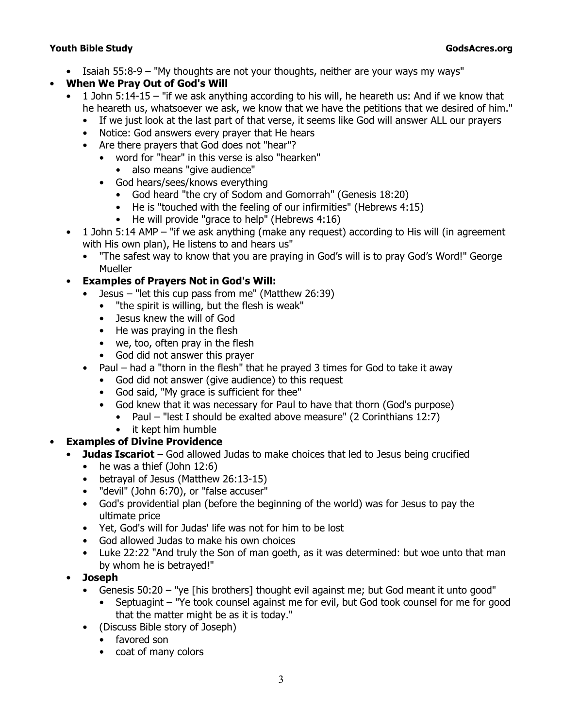- Isaiah 55:8-9 – "My thoughts are not your thoughts, neither are your ways my ways"
- **When We Pray Out of God's Will**
  - 1 John 5:14-15 – "if we ask anything according to his will, he heareth us: And if we know that he heareth us, whatsoever we ask, we know that we have the petitions that we desired of him."
    - If we just look at the last part of that verse, it seems like God will answer ALL our prayers
    - Notice: God answers every prayer that He hears
    - Are there prayers that God does not "hear"?
      - word for "hear" in this verse is also "hearken"
        - also means "give audience"
      - God hears/sees/knows everything
        - God heard "the cry of Sodom and Gomorrah" (Genesis 18:20)
        - He is "touched with the feeling of our infirmities" (Hebrews 4:15)
        - He will provide "grace to help" (Hebrews 4:16)
  - 1 John 5:14 AMP – "if we ask anything (make any request) according to His will (in agreement with His own plan), He listens to and hears us"
    - "The safest way to know that you are praying in God's will is to pray God's Word!" George Mueller
  - **Examples of Prayers Not in God's Will:**
    - Jesus – "let this cup pass from me" (Matthew 26:39)
      - "the spirit is willing, but the flesh is weak"
      - Jesus knew the will of God
      - He was praying in the flesh
      - we, too, often pray in the flesh
      - God did not answer this prayer
    - Paul – had a "thorn in the flesh" that he prayed 3 times for God to take it away
      - God did not answer (give audience) to this request
      - God said, "My grace is sufficient for thee"
      - God knew that it was necessary for Paul to have that thorn (God's purpose)
        - Paul – "lest I should be exalted above measure" (2 Corinthians 12:7)
        - it kept him humble
- **Examples of Divine Providence**
  - **Judas Iscariot** – God allowed Judas to make choices that led to Jesus being crucified
    - he was a thief (John 12:6)
    - betrayal of Jesus (Matthew 26:13-15)
    - "devil" (John 6:70), or "false accuser"
    - God's providential plan (before the beginning of the world) was for Jesus to pay the ultimate price
    - Yet, God's will for Judas' life was not for him to be lost
    - God allowed Judas to make his own choices
    - Luke 22:22 "And truly the Son of man goeth, as it was determined: but woe unto that man by whom he is betrayed!"
  - **Joseph**
    - Genesis 50:20 – "ye [his brothers] thought evil against me; but God meant it unto good"
      - Septuagint – "Ye took counsel against me for evil, but God took counsel for me for good that the matter might be as it is today."
    - (Discuss Bible story of Joseph)
      - favored son
      - coat of many colors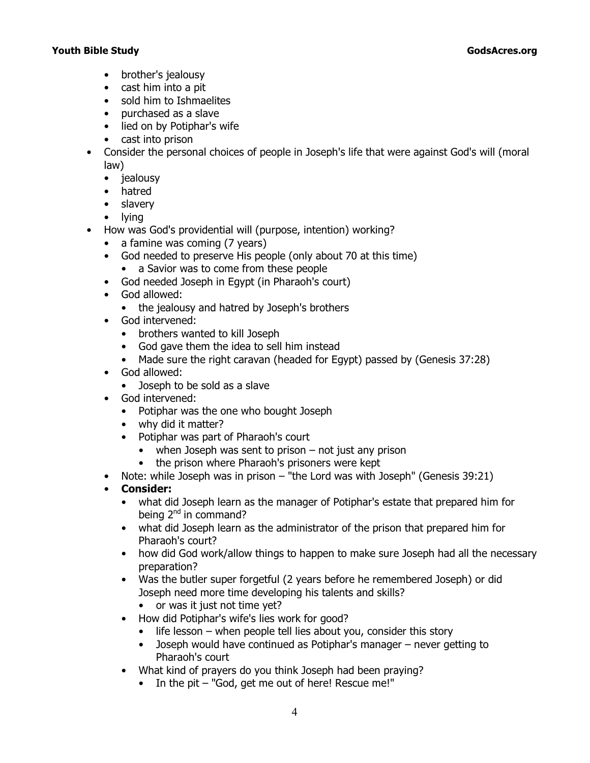- brother's jealousy
- cast him into a pit
- sold him to Ishmaelites
- purchased as a slave
- lied on by Potiphar's wife
- cast into prison

- Consider the personal choices of people in Joseph's life that were against God's will (moral law)
  - jealousy
  - hatred
  - slavery
  - lying
- How was God's providential will (purpose, intention) working?
  - a famine was coming (7 years)
  - God needed to preserve His people (only about 70 at this time)
    - a Savior was to come from these people
  - God needed Joseph in Egypt (in Pharaoh's court)
  - God allowed:
    - the jealousy and hatred by Joseph's brothers
  - God intervened:
    - brothers wanted to kill Joseph
    - God gave them the idea to sell him instead
    - Made sure the right caravan (headed for Egypt) passed by (Genesis 37:28)
  - God allowed:
    - Joseph to be sold as a slave
  - God intervened:
    - Potiphar was the one who bought Joseph
    - why did it matter?
    - Potiphar was part of Pharaoh's court
      - when Joseph was sent to prison – not just any prison
      - the prison where Pharaoh's prisoners were kept
  - Note: while Joseph was in prison – "the Lord was with Joseph" (Genesis 39:21)
  - **Consider:**
    - what did Joseph learn as the manager of Potiphar's estate that prepared him for being 2nd in command?
    - what did Joseph learn as the administrator of the prison that prepared him for Pharaoh's court?
    - how did God work/allow things to happen to make sure Joseph had all the necessary preparation?
    - Was the butler super forgetful (2 years before he remembered Joseph) or did Joseph need more time developing his talents and skills?
      - or was it just not time yet?
    - How did Potiphar's wife's lies work for good?
      - life lesson – when people tell lies about you, consider this story
      - Joseph would have continued as Potiphar's manager – never getting to Pharaoh's court
    - What kind of prayers do you think Joseph had been praying?
      - In the pit – "God, get me out of here! Rescue me!"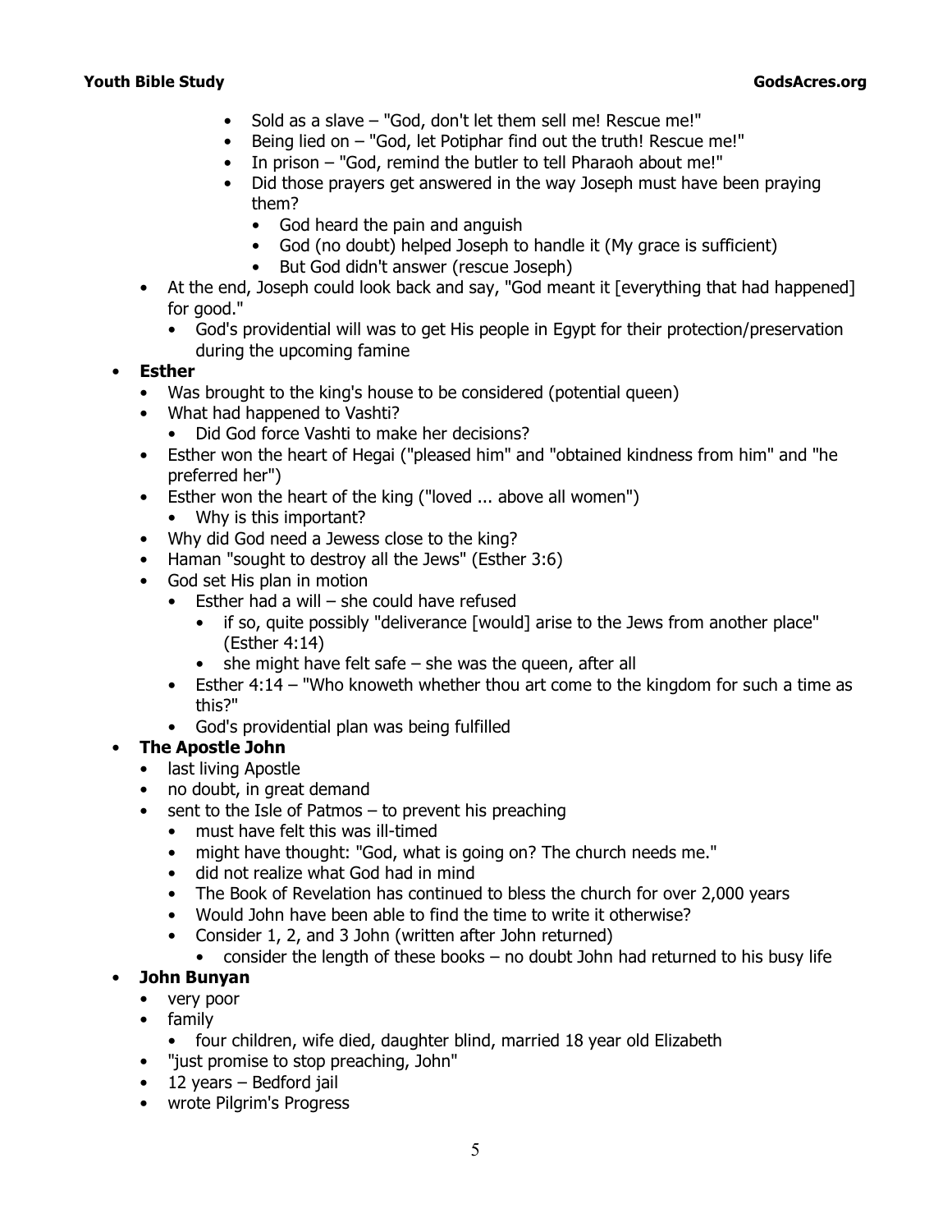- Sold as a slave – "God, don't let them sell me! Rescue me!"
- Being lied on – "God, let Potiphar find out the truth! Rescue me!"
- In prison – "God, remind the butler to tell Pharaoh about me!"
- Did those prayers get answered in the way Joseph must have been praying them?
  - God heard the pain and anguish
  - God (no doubt) helped Joseph to handle it (My grace is sufficient)
  - But God didn't answer (rescue Joseph)

- At the end, Joseph could look back and say, "God meant it [everything that had happened] for good."
  - God's providential will was to get His people in Egypt for their protection/preservation during the upcoming famine

- **Esther**
  - Was brought to the king's house to be considered (potential queen)
  - What had happened to Vashti?
    - Did God force Vashti to make her decisions?
  - Esther won the heart of Hegai ("pleased him" and "obtained kindness from him" and "he preferred her")
  - Esther won the heart of the king ("loved ... above all women")
    - Why is this important?
  - Why did God need a Jewess close to the king?
  - Haman "sought to destroy all the Jews" (Esther 3:6)
  - God set His plan in motion
    - Esther had a will – she could have refused
      - if so, quite possibly "deliverance [would] arise to the Jews from another place" (Esther 4:14)
      - she might have felt safe – she was the queen, after all
    - Esther 4:14 – "Who knoweth whether thou art come to the kingdom for such a time as this?"
    - God's providential plan was being fulfilled
- **The Apostle John**
  - last living Apostle
  - no doubt, in great demand
  - sent to the Isle of Patmos – to prevent his preaching
    - must have felt this was ill-timed
    - might have thought: "God, what is going on? The church needs me."
    - did not realize what God had in mind
    - The Book of Revelation has continued to bless the church for over 2,000 years
    - Would John have been able to find the time to write it otherwise?
    - Consider 1, 2, and 3 John (written after John returned)
      - consider the length of these books – no doubt John had returned to his busy life
- **John Bunyan**
  - very poor
  - family
    - four children, wife died, daughter blind, married 18 year old Elizabeth
  - "just promise to stop preaching, John"
  - 12 years – Bedford jail
  - wrote Pilgrim's Progress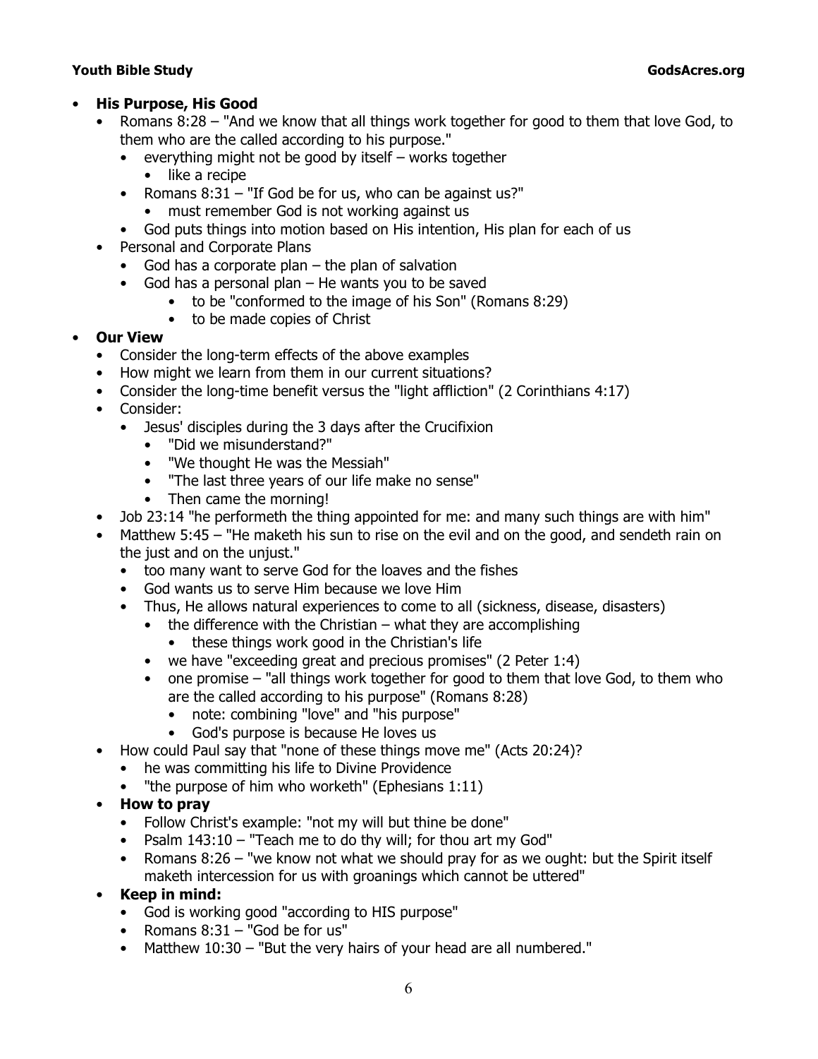- **His Purpose, His Good**
  - Romans 8:28 – "And we know that all things work together for good to them that love God, to them who are the called according to his purpose."
    - everything might not be good by itself – works together
      - like a recipe
    - Romans 8:31 – "If God be for us, who can be against us?"
      - must remember God is not working against us
    - God puts things into motion based on His intention, His plan for each of us
  - Personal and Corporate Plans
    - God has a corporate plan – the plan of salvation
    - God has a personal plan – He wants you to be saved
      - to be "conformed to the image of his Son" (Romans 8:29)
      - to be made copies of Christ
- **Our View**
  - Consider the long-term effects of the above examples
  - How might we learn from them in our current situations?
  - Consider the long-time benefit versus the "light affliction" (2 Corinthians 4:17)
  - Consider:
    - Jesus' disciples during the 3 days after the Crucifixion
      - "Did we misunderstand?"
      - "We thought He was the Messiah"
      - "The last three years of our life make no sense"
      - Then came the morning!
  - Job 23:14 "he performeth the thing appointed for me: and many such things are with him"
  - Matthew 5:45 – "He maketh his sun to rise on the evil and on the good, and sendeth rain on the just and on the unjust."
    - too many want to serve God for the loaves and the fishes
    - God wants us to serve Him because we love Him
    - Thus, He allows natural experiences to come to all (sickness, disease, disasters)
      - the difference with the Christian – what they are accomplishing
        - these things work good in the Christian's life
      - we have "exceeding great and precious promises" (2 Peter 1:4)
      - one promise – "all things work together for good to them that love God, to them who are the called according to his purpose" (Romans 8:28)
        - note: combining "love" and "his purpose"
        - God's purpose is because He loves us
  - How could Paul say that "none of these things move me" (Acts 20:24)?
    - he was committing his life to Divine Providence
    - "the purpose of him who worketh" (Ephesians 1:11)
  - **How to pray**
    - Follow Christ's example: "not my will but thine be done"
    - Psalm 143:10 – "Teach me to do thy will; for thou art my God"
    - Romans 8:26 – "we know not what we should pray for as we ought: but the Spirit itself maketh intercession for us with groanings which cannot be uttered"
  - **Keep in mind:**
    - God is working good "according to HIS purpose"
    - Romans 8:31 – "God be for us"
    - Matthew 10:30 – "But the very hairs of your head are all numbered."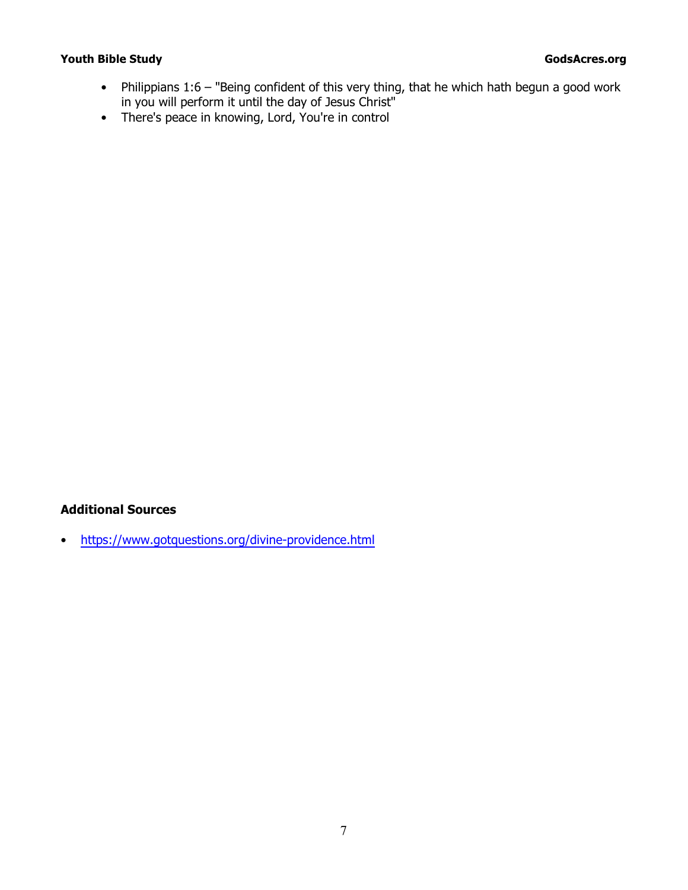- Philippians 1:6 – "Being confident of this very thing, that he which hath begun a good work in you will perform it until the day of Jesus Christ"
- There's peace in knowing, Lord, You're in control

**Additional Sources**

- https://www.gotquestions.org/divine-providence.html